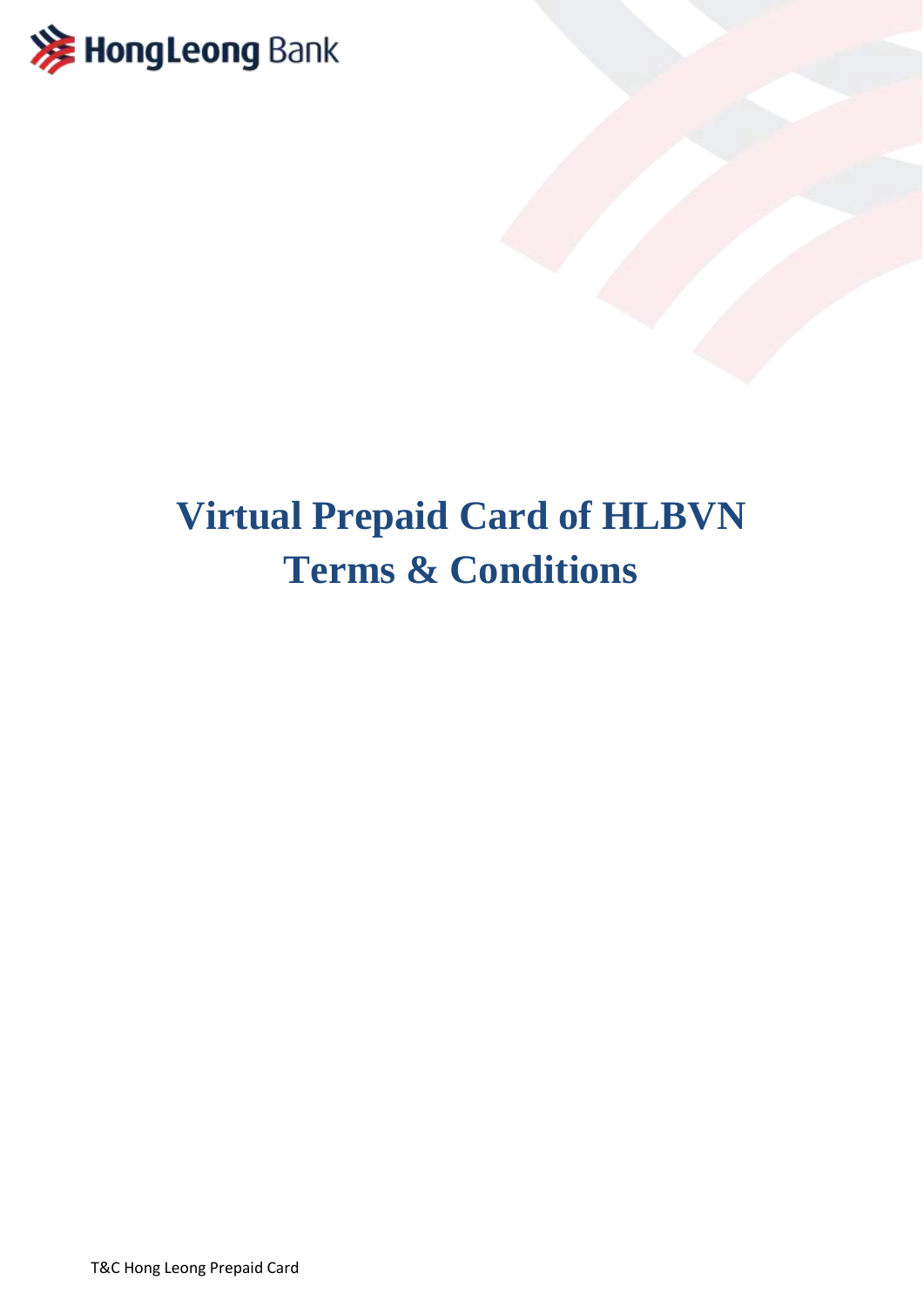# Virtual Prepaid Card of HLBVN Terms & Conditions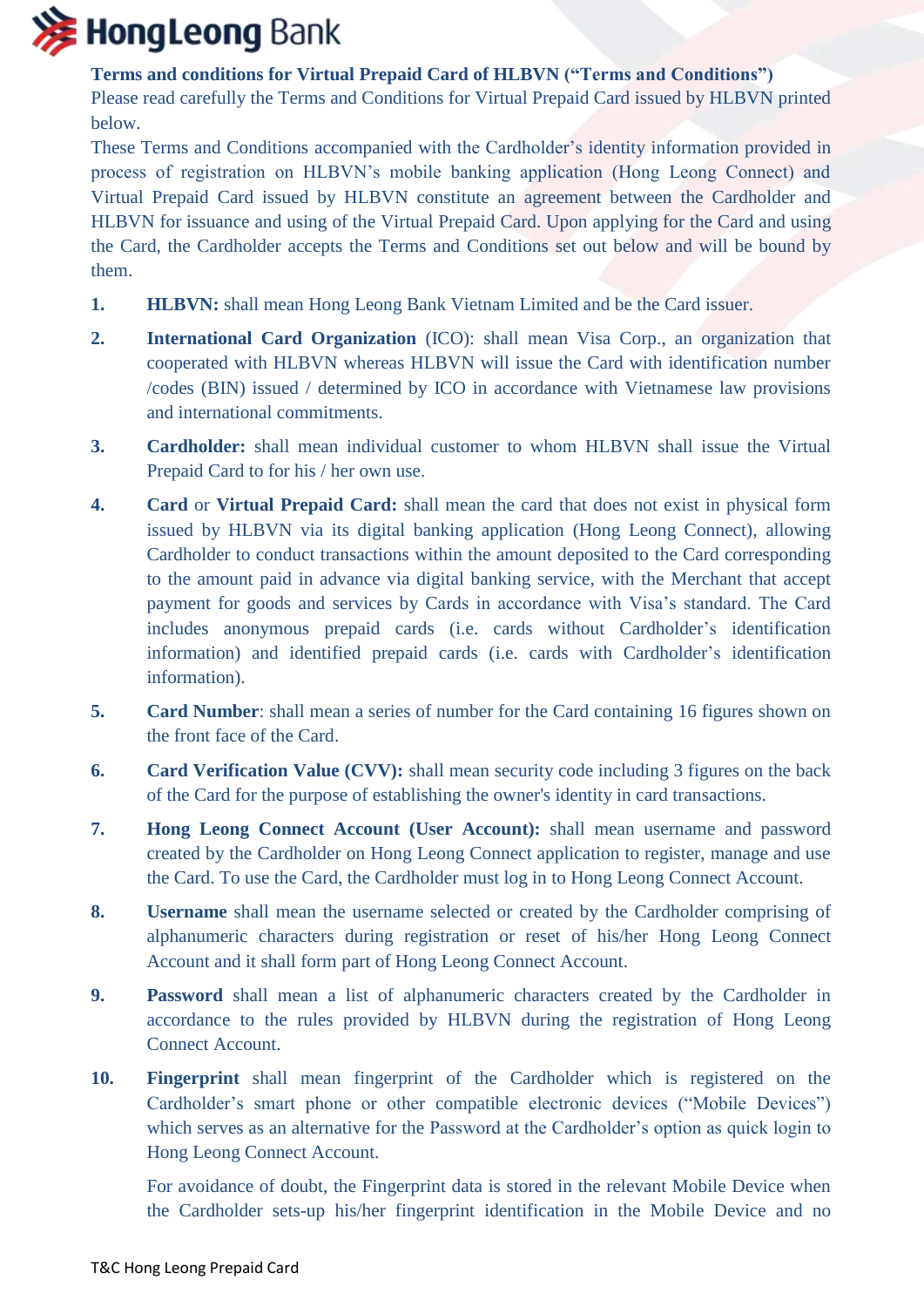**Terms and conditions for Virtual Prepaid Card of HLBVN ("Terms and Conditions")**

Please read carefully the Terms and Conditions for Virtual Prepaid Card issued by HLBVN printed below.

These Terms and Conditions accompanied with the Cardholder's identity information provided in process of registration on HLBVN's mobile banking application (Hong Leong Connect) and Virtual Prepaid Card issued by HLBVN constitute an agreement between the Cardholder and HLBVN for issuance and using of the Virtual Prepaid Card. Upon applying for the Card and using the Card, the Cardholder accepts the Terms and Conditions set out below and will be bound by them.

1. **HLBVN:** shall mean Hong Leong Bank Vietnam Limited and be the Card issuer.

2. **International Card Organization** (ICO): shall mean Visa Corp., an organization that cooperated with HLBVN whereas HLBVN will issue the Card with identification number /codes (BIN) issued / determined by ICO in accordance with Vietnamese law provisions and international commitments.

3. **Cardholder:** shall mean individual customer to whom HLBVN shall issue the Virtual Prepaid Card to for his / her own use.

4. **Card** or **Virtual Prepaid Card:** shall mean the card that does not exist in physical form issued by HLBVN via its digital banking application (Hong Leong Connect), allowing Cardholder to conduct transactions within the amount deposited to the Card corresponding to the amount paid in advance via digital banking service, with the Merchant that accept payment for goods and services by Cards in accordance with Visa's standard. The Card includes anonymous prepaid cards (i.e. cards without Cardholder's identification information) and identified prepaid cards (i.e. cards with Cardholder's identification information).

5. **Card Number**: shall mean a series of number for the Card containing 16 figures shown on the front face of the Card.

6. **Card Verification Value (CVV):** shall mean security code including 3 figures on the back of the Card for the purpose of establishing the owner's identity in card transactions.

7. **Hong Leong Connect Account (User Account):** shall mean username and password created by the Cardholder on Hong Leong Connect application to register, manage and use the Card. To use the Card, the Cardholder must log in to Hong Leong Connect Account.

8. **Username** shall mean the username selected or created by the Cardholder comprising of alphanumeric characters during registration or reset of his/her Hong Leong Connect Account and it shall form part of Hong Leong Connect Account.

9. **Password** shall mean a list of alphanumeric characters created by the Cardholder in accordance to the rules provided by HLBVN during the registration of Hong Leong Connect Account.

10. **Fingerprint** shall mean fingerprint of the Cardholder which is registered on the Cardholder's smart phone or other compatible electronic devices ("Mobile Devices") which serves as an alternative for the Password at the Cardholder's option as quick login to Hong Leong Connect Account.

    For avoidance of doubt, the Fingerprint data is stored in the relevant Mobile Device when the Cardholder sets-up his/her fingerprint identification in the Mobile Device and no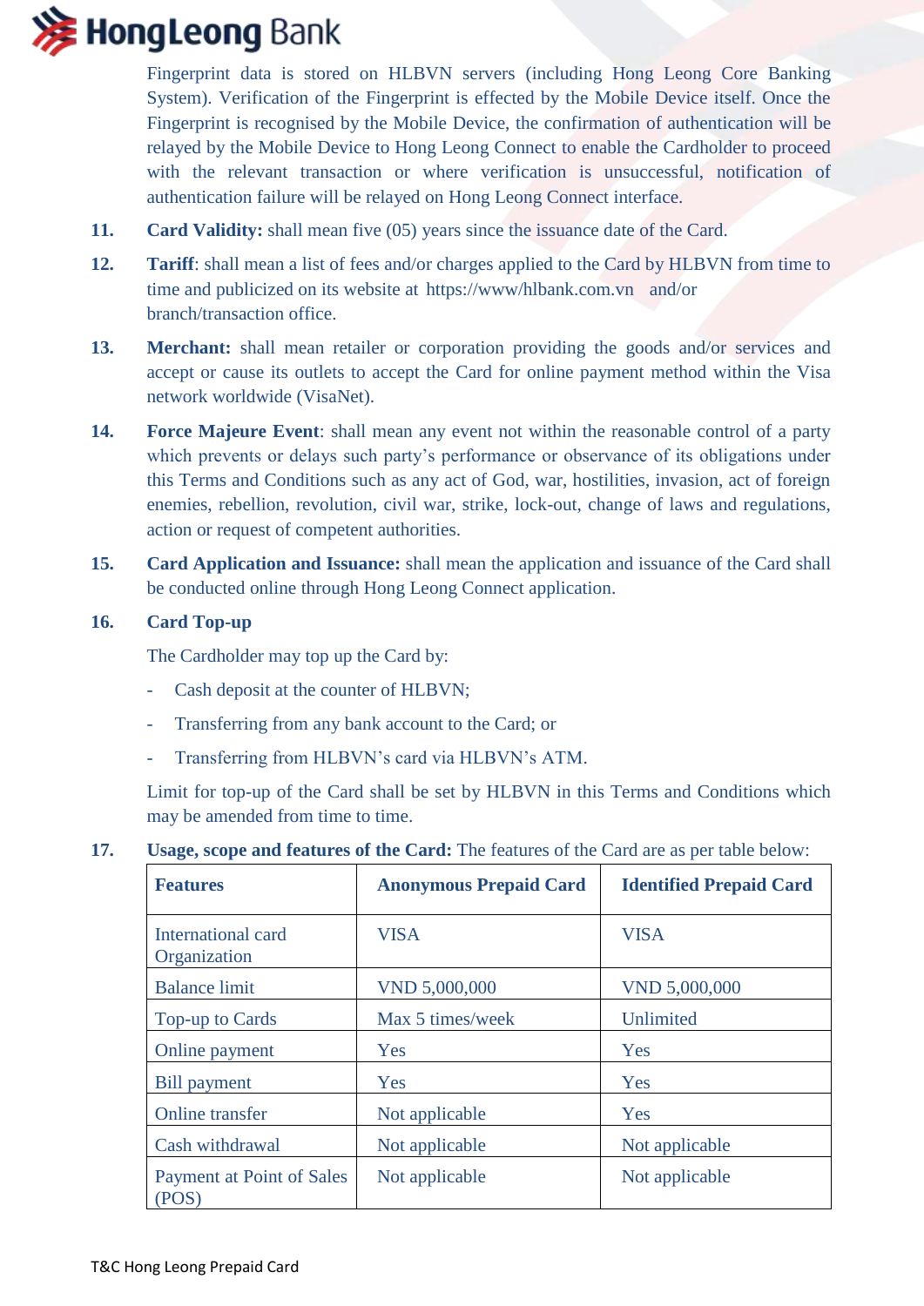Fingerprint data is stored on HLBVN servers (including Hong Leong Core Banking System). Verification of the Fingerprint is effected by the Mobile Device itself. Once the Fingerprint is recognised by the Mobile Device, the confirmation of authentication will be relayed by the Mobile Device to Hong Leong Connect to enable the Cardholder to proceed with the relevant transaction or where verification is unsuccessful, notification of authentication failure will be relayed on Hong Leong Connect interface.

11. **Card Validity:** shall mean five (05) years since the issuance date of the Card.

12. **Tariff**: shall mean a list of fees and/or charges applied to the Card by HLBVN from time to time and publicized on its website at https://www/hlbank.com.vn and/or branch/transaction office.

13. **Merchant:** shall mean retailer or corporation providing the goods and/or services and accept or cause its outlets to accept the Card for online payment method within the Visa network worldwide (VisaNet).

14. **Force Majeure Event**: shall mean any event not within the reasonable control of a party which prevents or delays such party's performance or observance of its obligations under this Terms and Conditions such as any act of God, war, hostilities, invasion, act of foreign enemies, rebellion, revolution, civil war, strike, lock-out, change of laws and regulations, action or request of competent authorities.

15. **Card Application and Issuance:** shall mean the application and issuance of the Card shall be conducted online through Hong Leong Connect application.

16. **Card Top-up**

    The Cardholder may top up the Card by:

    - Cash deposit at the counter of HLBVN;
    - Transferring from any bank account to the Card; or
    - Transferring from HLBVN's card via HLBVN's ATM.

    Limit for top-up of the Card shall be set by HLBVN in this Terms and Conditions which may be amended from time to time.

17. **Usage, scope and features of the Card:** The features of the Card are as per table below:

| **Features** | **Anonymous Prepaid Card** | **Identified Prepaid Card** |
|---|---|---|
| International card Organization | VISA | VISA |
| Balance limit | VND 5,000,000 | VND 5,000,000 |
| Top-up to Cards | Max 5 times/week | Unlimited |
| Online payment | Yes | Yes |
| Bill payment | Yes | Yes |
| Online transfer | Not applicable | Yes |
| Cash withdrawal | Not applicable | Not applicable |
| Payment at Point of Sales (POS) | Not applicable | Not applicable |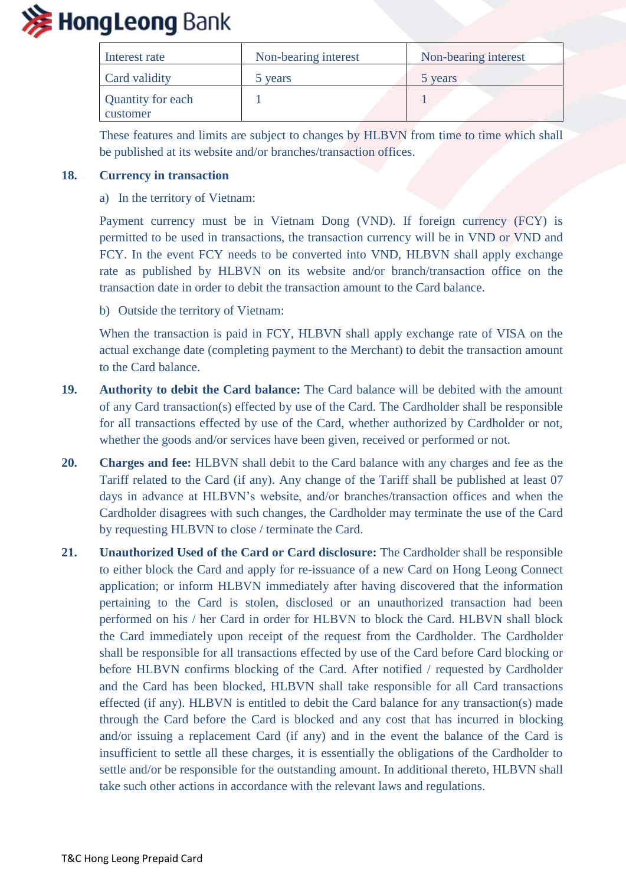| Interest rate | Non-bearing interest | Non-bearing interest |
|---|---|---|
| Card validity | 5 years | 5 years |
| Quantity for each customer | 1 | 1 |

These features and limits are subject to changes by HLBVN from time to time which shall be published at its website and/or branches/transaction offices.

**18. Currency in transaction**

a) In the territory of Vietnam:

Payment currency must be in Vietnam Dong (VND). If foreign currency (FCY) is permitted to be used in transactions, the transaction currency will be in VND or VND and FCY. In the event FCY needs to be converted into VND, HLBVN shall apply exchange rate as published by HLBVN on its website and/or branch/transaction office on the transaction date in order to debit the transaction amount to the Card balance.

b) Outside the territory of Vietnam:

When the transaction is paid in FCY, HLBVN shall apply exchange rate of VISA on the actual exchange date (completing payment to the Merchant) to debit the transaction amount to the Card balance.

**19. Authority to debit the Card balance:** The Card balance will be debited with the amount of any Card transaction(s) effected by use of the Card. The Cardholder shall be responsible for all transactions effected by use of the Card, whether authorized by Cardholder or not, whether the goods and/or services have been given, received or performed or not.

**20. Charges and fee:** HLBVN shall debit to the Card balance with any charges and fee as the Tariff related to the Card (if any). Any change of the Tariff shall be published at least 07 days in advance at HLBVN's website, and/or branches/transaction offices and when the Cardholder disagrees with such changes, the Cardholder may terminate the use of the Card by requesting HLBVN to close / terminate the Card.

**21. Unauthorized Used of the Card or Card disclosure:** The Cardholder shall be responsible to either block the Card and apply for re-issuance of a new Card on Hong Leong Connect application; or inform HLBVN immediately after having discovered that the information pertaining to the Card is stolen, disclosed or an unauthorized transaction had been performed on his / her Card in order for HLBVN to block the Card. HLBVN shall block the Card immediately upon receipt of the request from the Cardholder. The Cardholder shall be responsible for all transactions effected by use of the Card before Card blocking or before HLBVN confirms blocking of the Card. After notified / requested by Cardholder and the Card has been blocked, HLBVN shall take responsible for all Card transactions effected (if any). HLBVN is entitled to debit the Card balance for any transaction(s) made through the Card before the Card is blocked and any cost that has incurred in blocking and/or issuing a replacement Card (if any) and in the event the balance of the Card is insufficient to settle all these charges, it is essentially the obligations of the Cardholder to settle and/or be responsible for the outstanding amount. In additional thereto, HLBVN shall take such other actions in accordance with the relevant laws and regulations.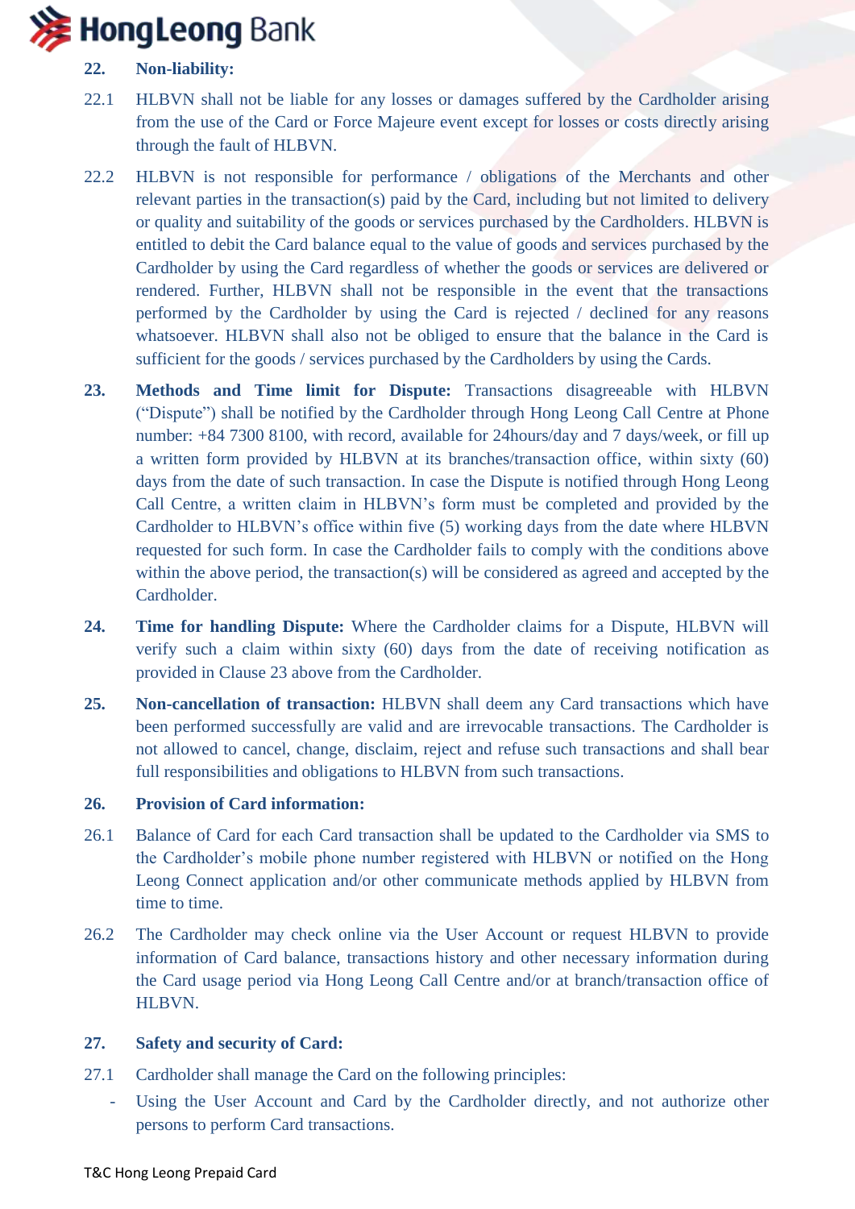**22. Non-liability:**

22.1 HLBVN shall not be liable for any losses or damages suffered by the Cardholder arising from the use of the Card or Force Majeure event except for losses or costs directly arising through the fault of HLBVN.

22.2 HLBVN is not responsible for performance / obligations of the Merchants and other relevant parties in the transaction(s) paid by the Card, including but not limited to delivery or quality and suitability of the goods or services purchased by the Cardholders. HLBVN is entitled to debit the Card balance equal to the value of goods and services purchased by the Cardholder by using the Card regardless of whether the goods or services are delivered or rendered. Further, HLBVN shall not be responsible in the event that the transactions performed by the Cardholder by using the Card is rejected / declined for any reasons whatsoever. HLBVN shall also not be obliged to ensure that the balance in the Card is sufficient for the goods / services purchased by the Cardholders by using the Cards.

**23. Methods and Time limit for Dispute:** Transactions disagreeable with HLBVN ("Dispute") shall be notified by the Cardholder through Hong Leong Call Centre at Phone number: +84 7300 8100, with record, available for 24hours/day and 7 days/week, or fill up a written form provided by HLBVN at its branches/transaction office, within sixty (60) days from the date of such transaction. In case the Dispute is notified through Hong Leong Call Centre, a written claim in HLBVN's form must be completed and provided by the Cardholder to HLBVN's office within five (5) working days from the date where HLBVN requested for such form. In case the Cardholder fails to comply with the conditions above within the above period, the transaction(s) will be considered as agreed and accepted by the Cardholder.

**24. Time for handling Dispute:** Where the Cardholder claims for a Dispute, HLBVN will verify such a claim within sixty (60) days from the date of receiving notification as provided in Clause 23 above from the Cardholder.

**25. Non-cancellation of transaction:** HLBVN shall deem any Card transactions which have been performed successfully are valid and are irrevocable transactions. The Cardholder is not allowed to cancel, change, disclaim, reject and refuse such transactions and shall bear full responsibilities and obligations to HLBVN from such transactions.

**26. Provision of Card information:**

26.1 Balance of Card for each Card transaction shall be updated to the Cardholder via SMS to the Cardholder's mobile phone number registered with HLBVN or notified on the Hong Leong Connect application and/or other communicate methods applied by HLBVN from time to time.

26.2 The Cardholder may check online via the User Account or request HLBVN to provide information of Card balance, transactions history and other necessary information during the Card usage period via Hong Leong Call Centre and/or at branch/transaction office of HLBVN.

**27. Safety and security of Card:**

27.1 Cardholder shall manage the Card on the following principles:

- Using the User Account and Card by the Cardholder directly, and not authorize other persons to perform Card transactions.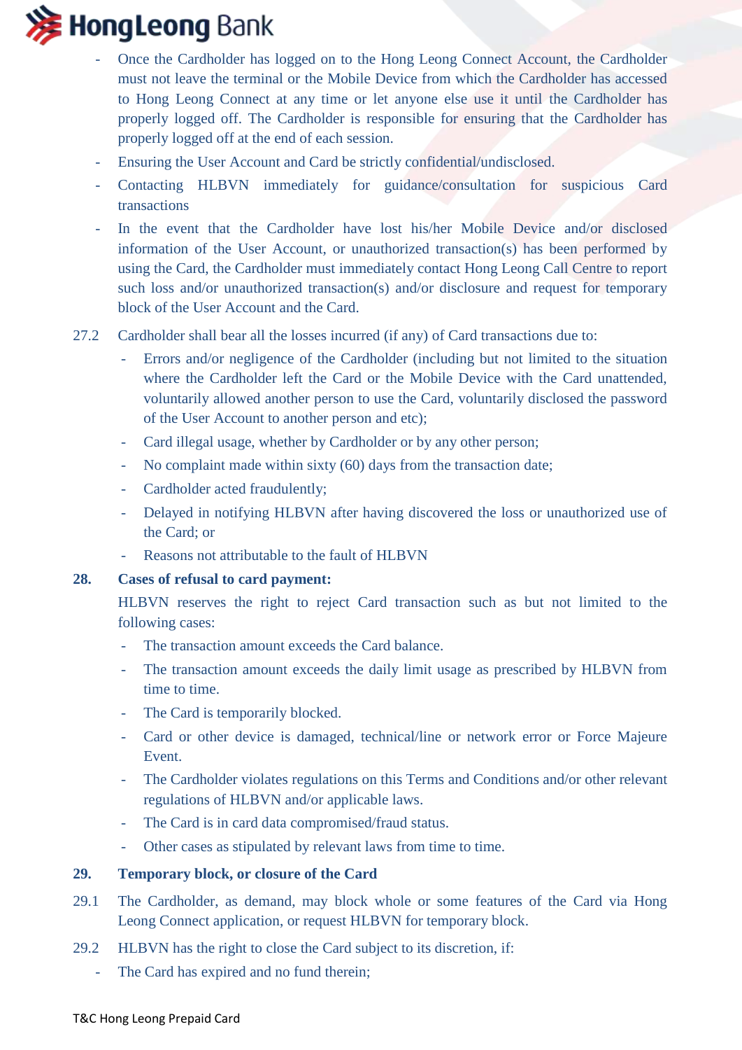- Once the Cardholder has logged on to the Hong Leong Connect Account, the Cardholder must not leave the terminal or the Mobile Device from which the Cardholder has accessed to Hong Leong Connect at any time or let anyone else use it until the Cardholder has properly logged off. The Cardholder is responsible for ensuring that the Cardholder has properly logged off at the end of each session.
- Ensuring the User Account and Card be strictly confidential/undisclosed.
- Contacting HLBVN immediately for guidance/consultation for suspicious Card transactions
- In the event that the Cardholder have lost his/her Mobile Device and/or disclosed information of the User Account, or unauthorized transaction(s) has been performed by using the Card, the Cardholder must immediately contact Hong Leong Call Centre to report such loss and/or unauthorized transaction(s) and/or disclosure and request for temporary block of the User Account and the Card.

27.2 Cardholder shall bear all the losses incurred (if any) of Card transactions due to:

- Errors and/or negligence of the Cardholder (including but not limited to the situation where the Cardholder left the Card or the Mobile Device with the Card unattended, voluntarily allowed another person to use the Card, voluntarily disclosed the password of the User Account to another person and etc);
- Card illegal usage, whether by Cardholder or by any other person;
- No complaint made within sixty (60) days from the transaction date;
- Cardholder acted fraudulently;
- Delayed in notifying HLBVN after having discovered the loss or unauthorized use of the Card; or
- Reasons not attributable to the fault of HLBVN

**28. Cases of refusal to card payment:**

HLBVN reserves the right to reject Card transaction such as but not limited to the following cases:

- The transaction amount exceeds the Card balance.
- The transaction amount exceeds the daily limit usage as prescribed by HLBVN from time to time.
- The Card is temporarily blocked.
- Card or other device is damaged, technical/line or network error or Force Majeure Event.
- The Cardholder violates regulations on this Terms and Conditions and/or other relevant regulations of HLBVN and/or applicable laws.
- The Card is in card data compromised/fraud status.
- Other cases as stipulated by relevant laws from time to time.

**29. Temporary block, or closure of the Card**

29.1 The Cardholder, as demand, may block whole or some features of the Card via Hong Leong Connect application, or request HLBVN for temporary block.

29.2 HLBVN has the right to close the Card subject to its discretion, if:

- The Card has expired and no fund therein;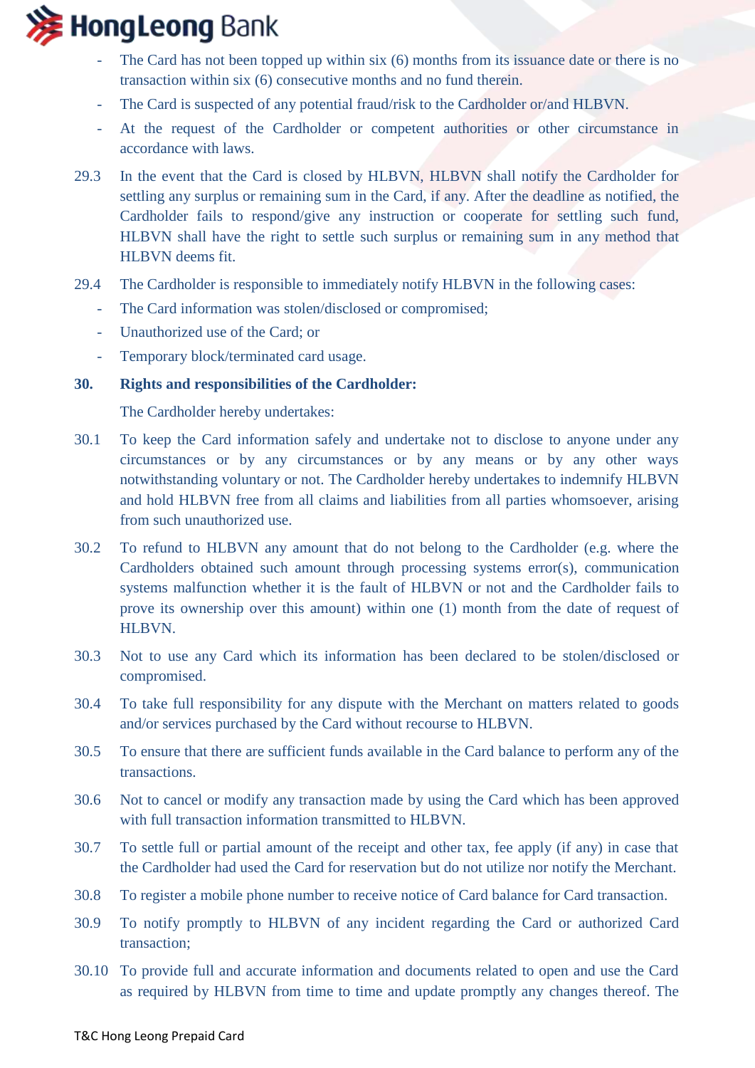- The Card has not been topped up within six (6) months from its issuance date or there is no transaction within six (6) consecutive months and no fund therein.
- The Card is suspected of any potential fraud/risk to the Cardholder or/and HLBVN.
- At the request of the Cardholder or competent authorities or other circumstance in accordance with laws.

29.3 In the event that the Card is closed by HLBVN, HLBVN shall notify the Cardholder for settling any surplus or remaining sum in the Card, if any. After the deadline as notified, the Cardholder fails to respond/give any instruction or cooperate for settling such fund, HLBVN shall have the right to settle such surplus or remaining sum in any method that HLBVN deems fit.

29.4 The Cardholder is responsible to immediately notify HLBVN in the following cases:

- The Card information was stolen/disclosed or compromised;
- Unauthorized use of the Card; or
- Temporary block/terminated card usage.

## 30. Rights and responsibilities of the Cardholder:

The Cardholder hereby undertakes:

30.1 To keep the Card information safely and undertake not to disclose to anyone under any circumstances or by any circumstances or by any means or by any other ways notwithstanding voluntary or not. The Cardholder hereby undertakes to indemnify HLBVN and hold HLBVN free from all claims and liabilities from all parties whomsoever, arising from such unauthorized use.

30.2 To refund to HLBVN any amount that do not belong to the Cardholder (e.g. where the Cardholders obtained such amount through processing systems error(s), communication systems malfunction whether it is the fault of HLBVN or not and the Cardholder fails to prove its ownership over this amount) within one (1) month from the date of request of HLBVN.

30.3 Not to use any Card which its information has been declared to be stolen/disclosed or compromised.

30.4 To take full responsibility for any dispute with the Merchant on matters related to goods and/or services purchased by the Card without recourse to HLBVN.

30.5 To ensure that there are sufficient funds available in the Card balance to perform any of the transactions.

30.6 Not to cancel or modify any transaction made by using the Card which has been approved with full transaction information transmitted to HLBVN.

30.7 To settle full or partial amount of the receipt and other tax, fee apply (if any) in case that the Cardholder had used the Card for reservation but do not utilize nor notify the Merchant.

30.8 To register a mobile phone number to receive notice of Card balance for Card transaction.

30.9 To notify promptly to HLBVN of any incident regarding the Card or authorized Card transaction;

30.10 To provide full and accurate information and documents related to open and use the Card as required by HLBVN from time to time and update promptly any changes thereof. The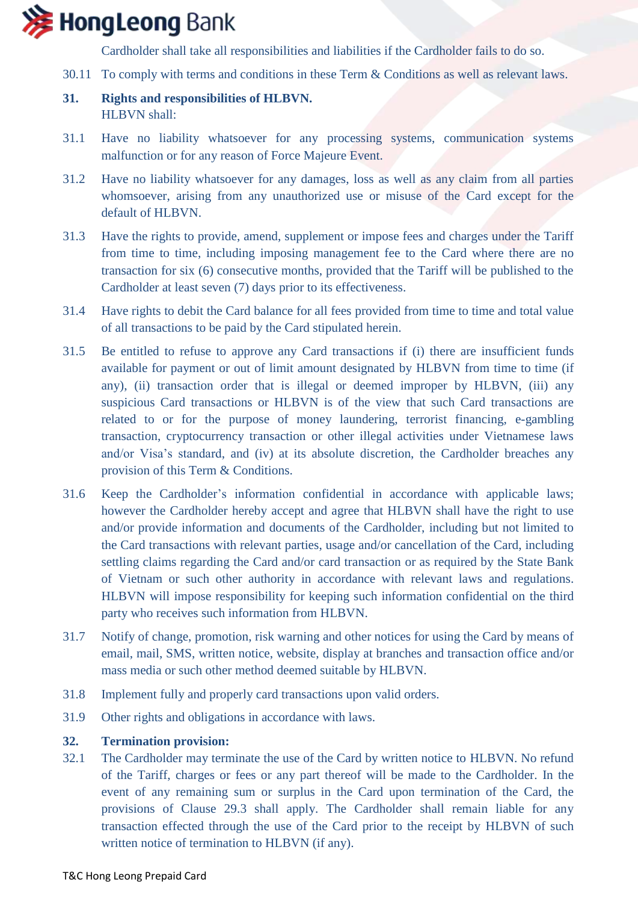Cardholder shall take all responsibilities and liabilities if the Cardholder fails to do so.

30.11 To comply with terms and conditions in these Term & Conditions as well as relevant laws.

**31. Rights and responsibilities of HLBVN.**

HLBVN shall:

31.1 Have no liability whatsoever for any processing systems, communication systems malfunction or for any reason of Force Majeure Event.

31.2 Have no liability whatsoever for any damages, loss as well as any claim from all parties whomsoever, arising from any unauthorized use or misuse of the Card except for the default of HLBVN.

31.3 Have the rights to provide, amend, supplement or impose fees and charges under the Tariff from time to time, including imposing management fee to the Card where there are no transaction for six (6) consecutive months, provided that the Tariff will be published to the Cardholder at least seven (7) days prior to its effectiveness.

31.4 Have rights to debit the Card balance for all fees provided from time to time and total value of all transactions to be paid by the Card stipulated herein.

31.5 Be entitled to refuse to approve any Card transactions if (i) there are insufficient funds available for payment or out of limit amount designated by HLBVN from time to time (if any), (ii) transaction order that is illegal or deemed improper by HLBVN, (iii) any suspicious Card transactions or HLBVN is of the view that such Card transactions are related to or for the purpose of money laundering, terrorist financing, e-gambling transaction, cryptocurrency transaction or other illegal activities under Vietnamese laws and/or Visa's standard, and (iv) at its absolute discretion, the Cardholder breaches any provision of this Term & Conditions.

31.6 Keep the Cardholder's information confidential in accordance with applicable laws; however the Cardholder hereby accept and agree that HLBVN shall have the right to use and/or provide information and documents of the Cardholder, including but not limited to the Card transactions with relevant parties, usage and/or cancellation of the Card, including settling claims regarding the Card and/or card transaction or as required by the State Bank of Vietnam or such other authority in accordance with relevant laws and regulations. HLBVN will impose responsibility for keeping such information confidential on the third party who receives such information from HLBVN.

31.7 Notify of change, promotion, risk warning and other notices for using the Card by means of email, mail, SMS, written notice, website, display at branches and transaction office and/or mass media or such other method deemed suitable by HLBVN.

31.8 Implement fully and properly card transactions upon valid orders.

31.9 Other rights and obligations in accordance with laws.

**32. Termination provision:**

32.1 The Cardholder may terminate the use of the Card by written notice to HLBVN. No refund of the Tariff, charges or fees or any part thereof will be made to the Cardholder. In the event of any remaining sum or surplus in the Card upon termination of the Card, the provisions of Clause 29.3 shall apply. The Cardholder shall remain liable for any transaction effected through the use of the Card prior to the receipt by HLBVN of such written notice of termination to HLBVN (if any).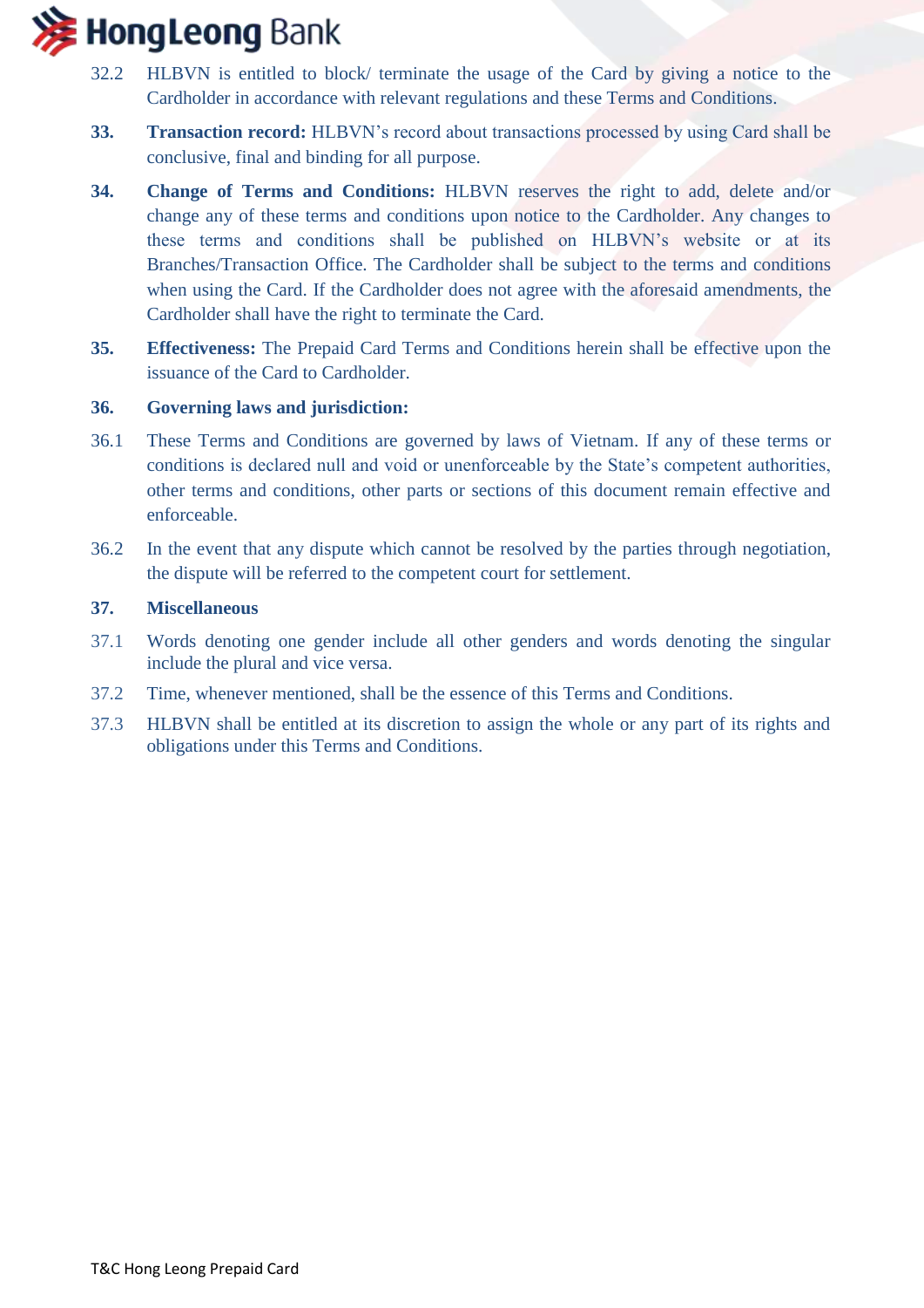32.2 HLBVN is entitled to block/ terminate the usage of the Card by giving a notice to the Cardholder in accordance with relevant regulations and these Terms and Conditions.

**33. Transaction record:** HLBVN's record about transactions processed by using Card shall be conclusive, final and binding for all purpose.

**34. Change of Terms and Conditions:** HLBVN reserves the right to add, delete and/or change any of these terms and conditions upon notice to the Cardholder. Any changes to these terms and conditions shall be published on HLBVN's website or at its Branches/Transaction Office. The Cardholder shall be subject to the terms and conditions when using the Card. If the Cardholder does not agree with the aforesaid amendments, the Cardholder shall have the right to terminate the Card.

**35. Effectiveness:** The Prepaid Card Terms and Conditions herein shall be effective upon the issuance of the Card to Cardholder.

**36. Governing laws and jurisdiction:**

36.1 These Terms and Conditions are governed by laws of Vietnam. If any of these terms or conditions is declared null and void or unenforceable by the State's competent authorities, other terms and conditions, other parts or sections of this document remain effective and enforceable.

36.2 In the event that any dispute which cannot be resolved by the parties through negotiation, the dispute will be referred to the competent court for settlement.

**37. Miscellaneous**

37.1 Words denoting one gender include all other genders and words denoting the singular include the plural and vice versa.

37.2 Time, whenever mentioned, shall be the essence of this Terms and Conditions.

37.3 HLBVN shall be entitled at its discretion to assign the whole or any part of its rights and obligations under this Terms and Conditions.